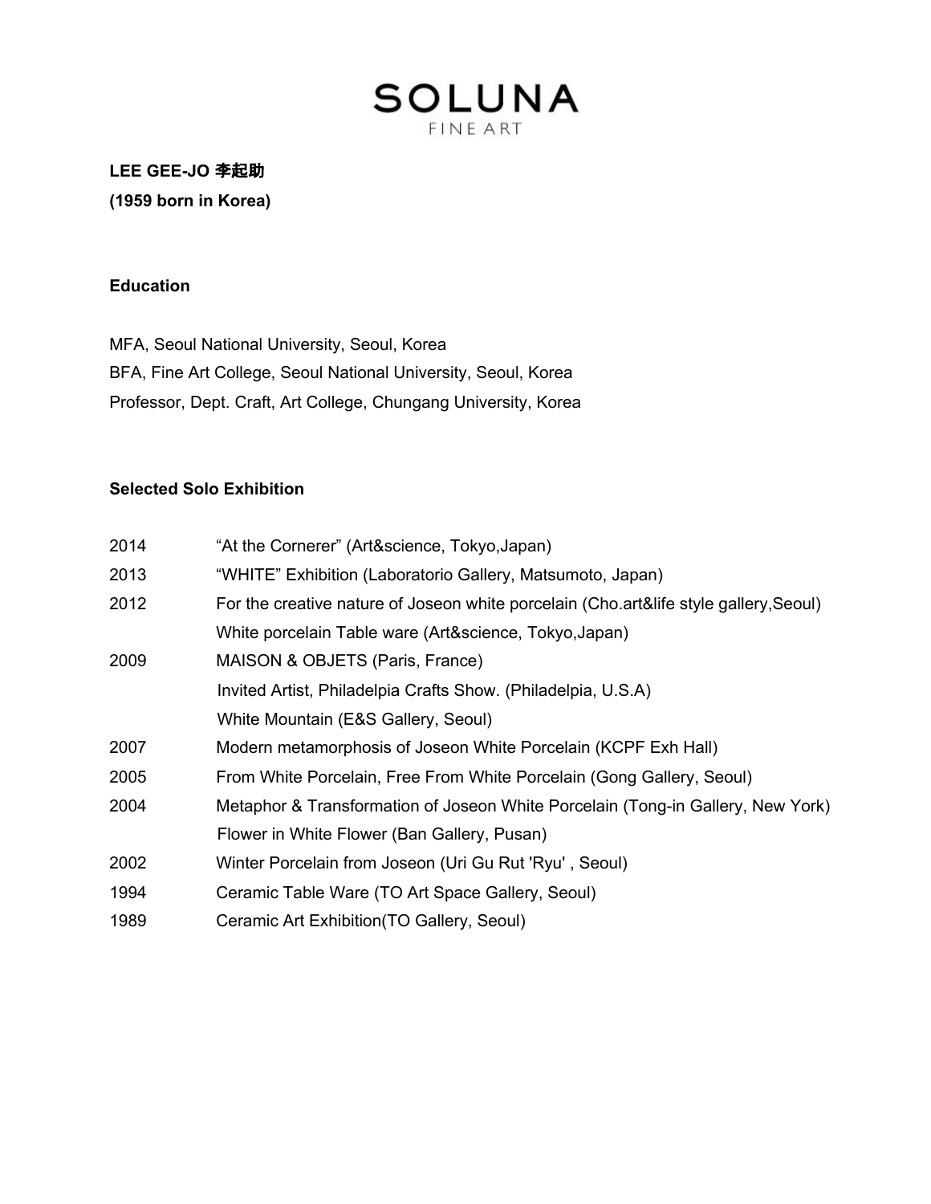# SOLUNA
FINE ART

**LEE GEE-JO 李起助**
**(1959 born in Korea)**

## Education

MFA, Seoul National University, Seoul, Korea
BFA, Fine Art College, Seoul National University, Seoul, Korea
Professor, Dept. Craft, Art College, Chungang University, Korea

## Selected Solo Exhibition

| | |
|---|---|
| 2014 | “At the Cornerer” (Art&science, Tokyo,Japan) |
| 2013 | “WHITE” Exhibition (Laboratorio Gallery, Matsumoto, Japan) |
| 2012 | For the creative nature of Joseon white porcelain (Cho.art&life style gallery,Seoul) |
| | White porcelain Table ware (Art&science, Tokyo,Japan) |
| 2009 | MAISON & OBJETS (Paris, France) |
| | Invited Artist, Philadelpia Crafts Show. (Philadelpia, U.S.A) |
| | White Mountain (E&S Gallery, Seoul) |
| 2007 | Modern metamorphosis of Joseon White Porcelain (KCPF Exh Hall) |
| 2005 | From White Porcelain, Free From White Porcelain (Gong Gallery, Seoul) |
| 2004 | Metaphor & Transformation of Joseon White Porcelain (Tong-in Gallery, New York) |
| | Flower in White Flower (Ban Gallery, Pusan) |
| 2002 | Winter Porcelain from Joseon (Uri Gu Rut 'Ryu' , Seoul) |
| 1994 | Ceramic Table Ware (TO Art Space Gallery, Seoul) |
| 1989 | Ceramic Art Exhibition(TO Gallery, Seoul) |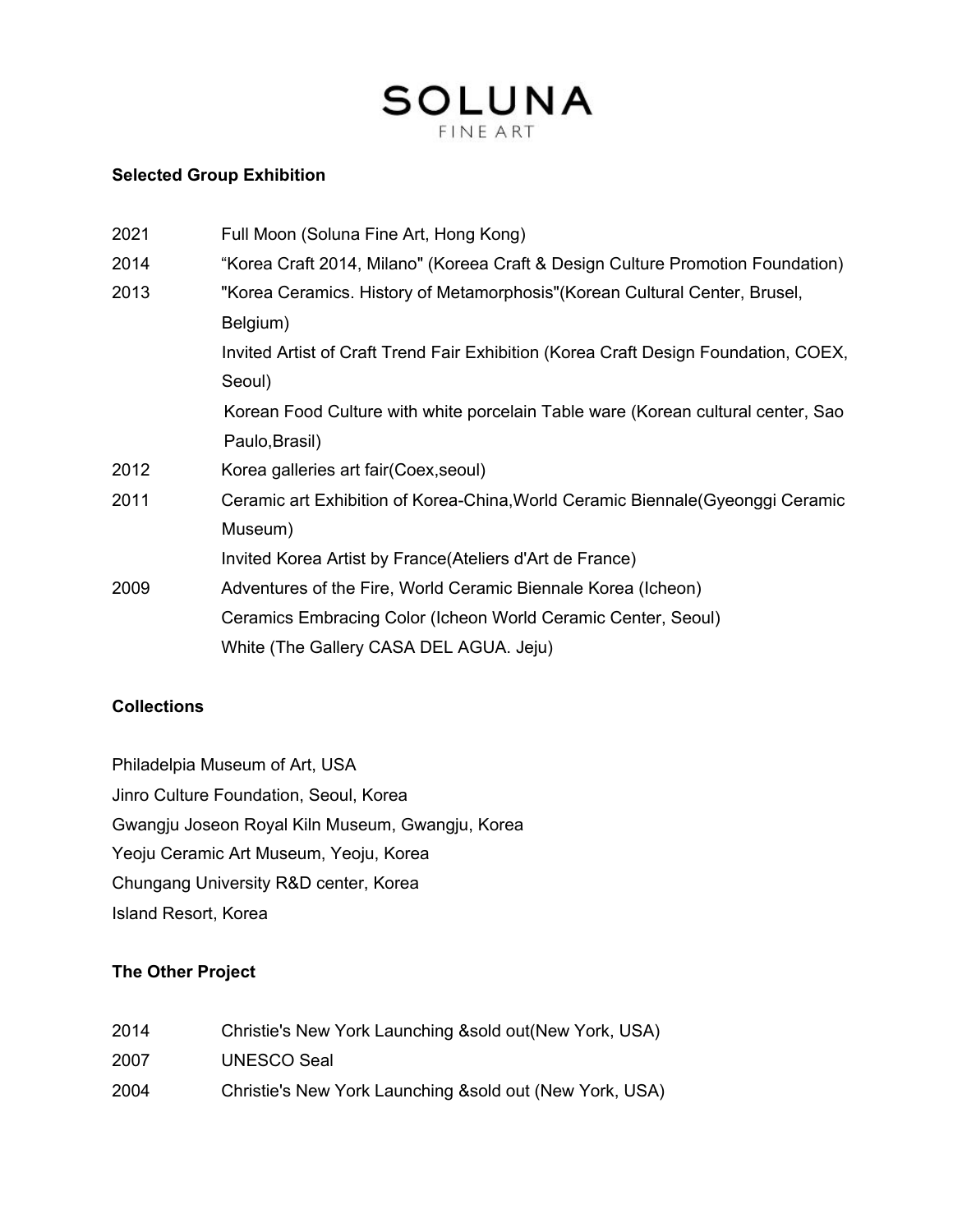SOLUNA
FINE ART

**Selected Group Exhibition**

| | |
|---|---|
| 2021 | Full Moon (Soluna Fine Art, Hong Kong) |
| 2014 | “Korea Craft 2014, Milano" (Koreea Craft & Design Culture Promotion Foundation) |
| 2013 | "Korea Ceramics. History of Metamorphosis"(Korean Cultural Center, Brusel, Belgium) |
| | Invited Artist of Craft Trend Fair Exhibition (Korea Craft Design Foundation, COEX, Seoul) |
| | Korean Food Culture with white porcelain Table ware (Korean cultural center, Sao Paulo,Brasil) |
| 2012 | Korea galleries art fair(Coex,seoul) |
| 2011 | Ceramic art Exhibition of Korea-China,World Ceramic Biennale(Gyeonggi Ceramic Museum) |
| | Invited Korea Artist by France(Ateliers d'Art de France) |
| 2009 | Adventures of the Fire, World Ceramic Biennale Korea (Icheon) |
| | Ceramics Embracing Color (Icheon World Ceramic Center, Seoul) |
| | White (The Gallery CASA DEL AGUA. Jeju) |

**Collections**

Philadelpia Museum of Art, USA
Jinro Culture Foundation, Seoul, Korea
Gwangju Joseon Royal Kiln Museum, Gwangju, Korea
Yeoju Ceramic Art Museum, Yeoju, Korea
Chungang University R&D center, Korea
Island Resort, Korea

**The Other Project**

| | |
|---|---|
| 2014 | Christie's New York Launching &sold out(New York, USA) |
| 2007 | UNESCO Seal |
| 2004 | Christie's New York Launching &sold out (New York, USA) |